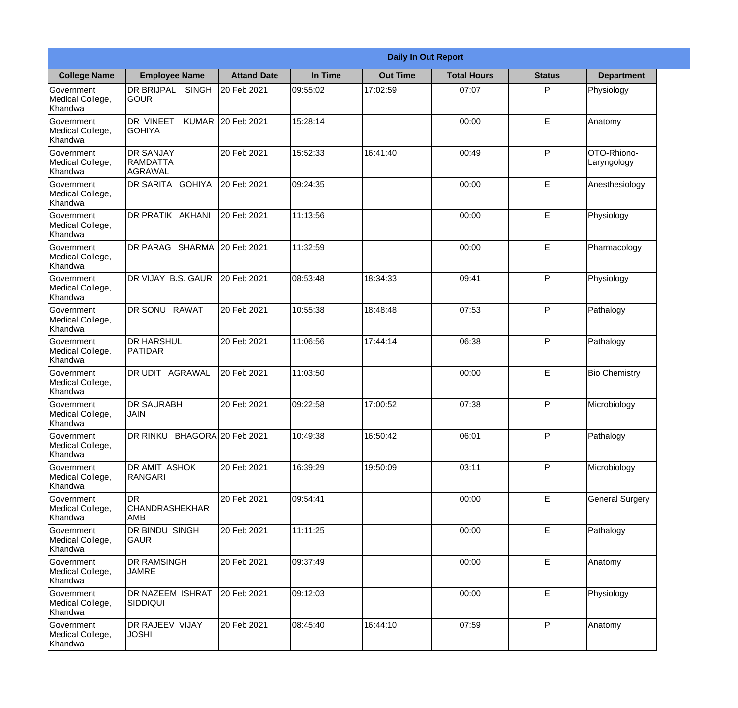**Daily In Out Report**

| College Name | Employee Name | Attand Date | In Time | Out Time | Total Hours | Status | Department |
|---|---|---|---|---|---|---|---|
| Government Medical College, Khandwa | DR BRIJPAL SINGH GOUR | 20 Feb 2021 | 09:55:02 | 17:02:59 | 07:07 | P | Physiology |
| Government Medical College, Khandwa | DR VINEET KUMAR GOHIYA | 20 Feb 2021 | 15:28:14 | | 00:00 | E | Anatomy |
| Government Medical College, Khandwa | DR SANJAY RAMDATTA AGRAWAL | 20 Feb 2021 | 15:52:33 | 16:41:40 | 00:49 | P | OTO-Rhiono-Laryngology |
| Government Medical College, Khandwa | DR SARITA GOHIYA | 20 Feb 2021 | 09:24:35 | | 00:00 | E | Anesthesiology |
| Government Medical College, Khandwa | DR PRATIK AKHANI | 20 Feb 2021 | 11:13:56 | | 00:00 | E | Physiology |
| Government Medical College, Khandwa | DR PARAG SHARMA | 20 Feb 2021 | 11:32:59 | | 00:00 | E | Pharmacology |
| Government Medical College, Khandwa | DR VIJAY B.S. GAUR | 20 Feb 2021 | 08:53:48 | 18:34:33 | 09:41 | P | Physiology |
| Government Medical College, Khandwa | DR SONU RAWAT | 20 Feb 2021 | 10:55:38 | 18:48:48 | 07:53 | P | Pathalogy |
| Government Medical College, Khandwa | DR HARSHUL PATIDAR | 20 Feb 2021 | 11:06:56 | 17:44:14 | 06:38 | P | Pathalogy |
| Government Medical College, Khandwa | DR UDIT AGRAWAL | 20 Feb 2021 | 11:03:50 | | 00:00 | E | Bio Chemistry |
| Government Medical College, Khandwa | DR SAURABH JAIN | 20 Feb 2021 | 09:22:58 | 17:00:52 | 07:38 | P | Microbiology |
| Government Medical College, Khandwa | DR RINKU BHAGORA | 20 Feb 2021 | 10:49:38 | 16:50:42 | 06:01 | P | Pathalogy |
| Government Medical College, Khandwa | DR AMIT ASHOK RANGARI | 20 Feb 2021 | 16:39:29 | 19:50:09 | 03:11 | P | Microbiology |
| Government Medical College, Khandwa | DR CHANDRASHEKHAR AMB | 20 Feb 2021 | 09:54:41 | | 00:00 | E | General Surgery |
| Government Medical College, Khandwa | DR BINDU SINGH GAUR | 20 Feb 2021 | 11:11:25 | | 00:00 | E | Pathalogy |
| Government Medical College, Khandwa | DR RAMSINGH JAMRE | 20 Feb 2021 | 09:37:49 | | 00:00 | E | Anatomy |
| Government Medical College, Khandwa | DR NAZEEM ISHRAT SIDDIQUI | 20 Feb 2021 | 09:12:03 | | 00:00 | E | Physiology |
| Government Medical College, Khandwa | DR RAJEEV VIJAY JOSHI | 20 Feb 2021 | 08:45:40 | 16:44:10 | 07:59 | P | Anatomy |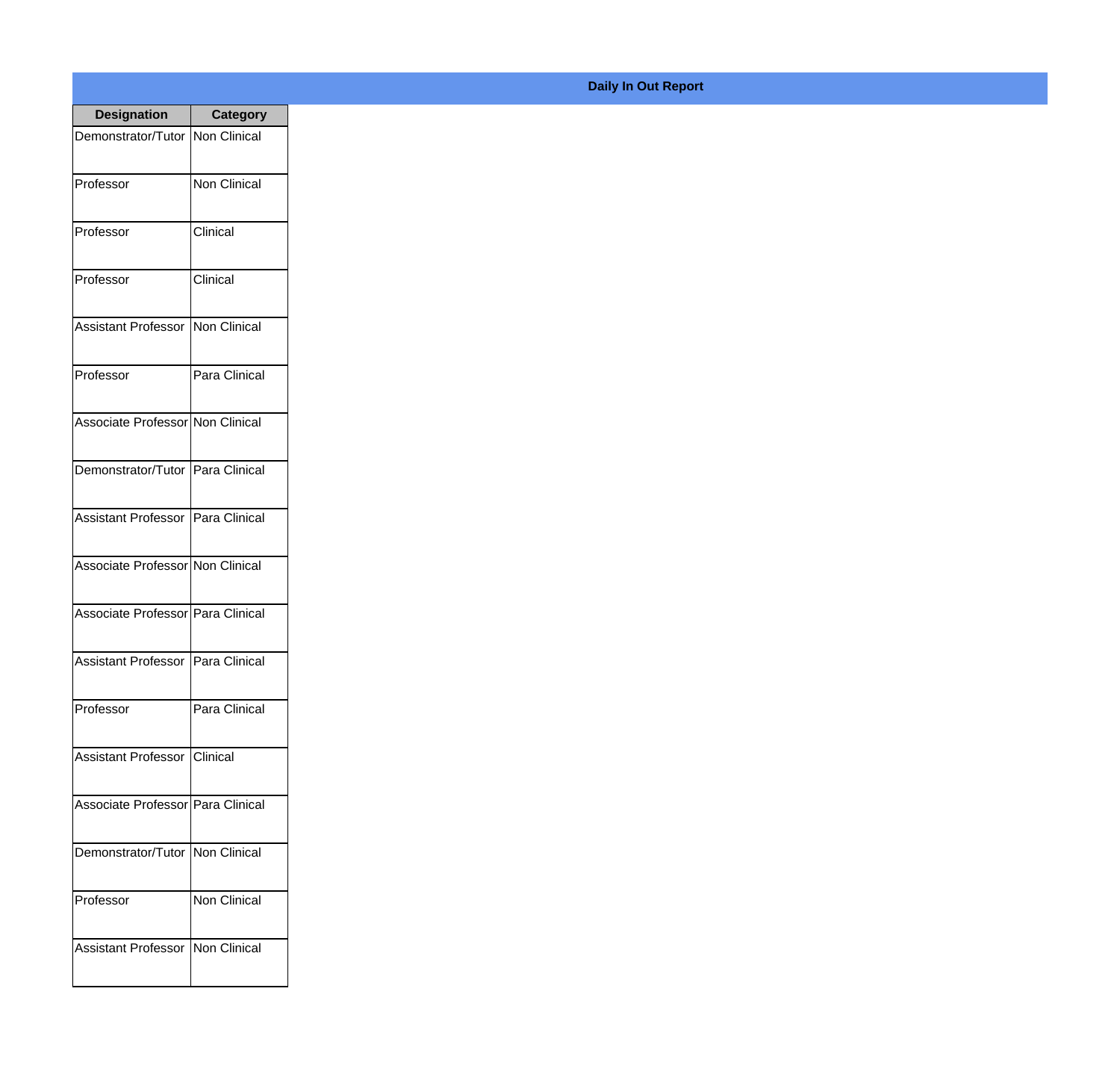**Daily In Out Report**

| Designation | Category |
| --- | --- |
| Demonstrator/Tutor | Non Clinical |
| Professor | Non Clinical |
| Professor | Clinical |
| Professor | Clinical |
| Assistant Professor | Non Clinical |
| Professor | Para Clinical |
| Associate Professor | Non Clinical |
| Demonstrator/Tutor | Para Clinical |
| Assistant Professor | Para Clinical |
| Associate Professor | Non Clinical |
| Associate Professor | Para Clinical |
| Assistant Professor | Para Clinical |
| Professor | Para Clinical |
| Assistant Professor | Clinical |
| Associate Professor | Para Clinical |
| Demonstrator/Tutor | Non Clinical |
| Professor | Non Clinical |
| Assistant Professor | Non Clinical |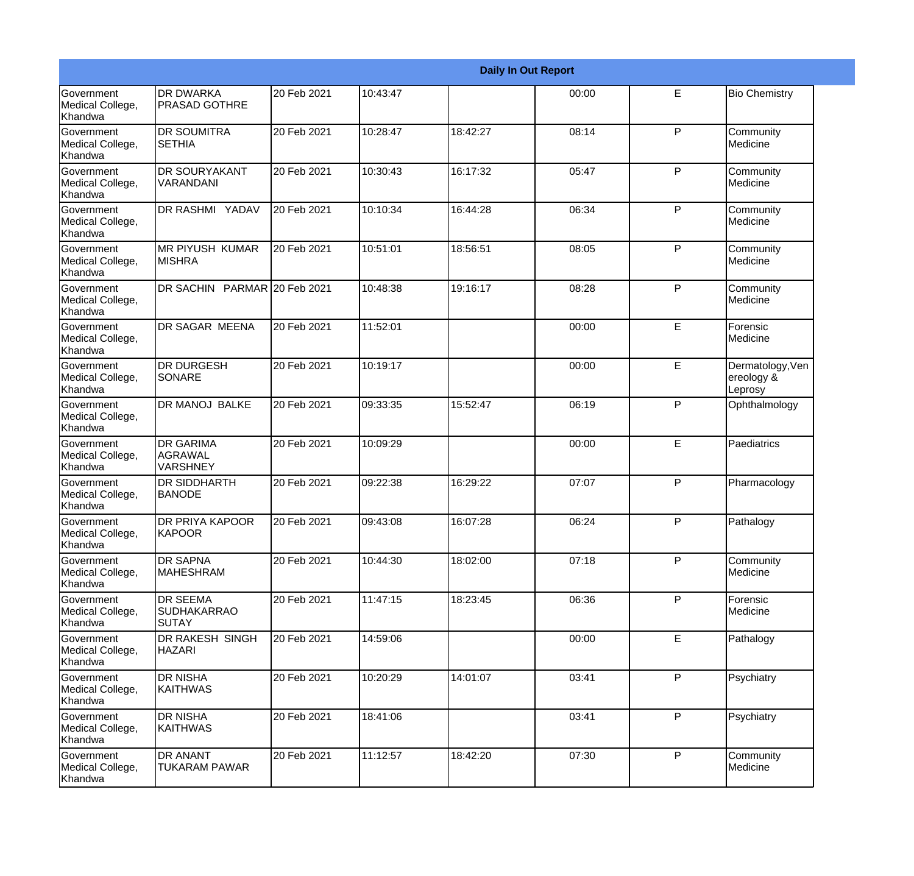| Daily In Out Report | | | | | | | |
|---|---|---|---|---|---|---|---|
| Government Medical College, Khandwa | DR DWARKA PRASAD GOTHRE | 20 Feb 2021 | 10:43:47 | | 00:00 | E | Bio Chemistry |
| Government Medical College, Khandwa | DR SOUMITRA SETHIA | 20 Feb 2021 | 10:28:47 | 18:42:27 | 08:14 | P | Community Medicine |
| Government Medical College, Khandwa | DR SOURYAKANT VARANDANI | 20 Feb 2021 | 10:30:43 | 16:17:32 | 05:47 | P | Community Medicine |
| Government Medical College, Khandwa | DR RASHMI YADAV | 20 Feb 2021 | 10:10:34 | 16:44:28 | 06:34 | P | Community Medicine |
| Government Medical College, Khandwa | MR PIYUSH KUMAR MISHRA | 20 Feb 2021 | 10:51:01 | 18:56:51 | 08:05 | P | Community Medicine |
| Government Medical College, Khandwa | DR SACHIN PARMAR | 20 Feb 2021 | 10:48:38 | 19:16:17 | 08:28 | P | Community Medicine |
| Government Medical College, Khandwa | DR SAGAR MEENA | 20 Feb 2021 | 11:52:01 | | 00:00 | E | Forensic Medicine |
| Government Medical College, Khandwa | DR DURGESH SONARE | 20 Feb 2021 | 10:19:17 | | 00:00 | E | Dermatology,Venereology & Leprosy |
| Government Medical College, Khandwa | DR MANOJ BALKE | 20 Feb 2021 | 09:33:35 | 15:52:47 | 06:19 | P | Ophthalmology |
| Government Medical College, Khandwa | DR GARIMA AGRAWAL VARSHNEY | 20 Feb 2021 | 10:09:29 | | 00:00 | E | Paediatrics |
| Government Medical College, Khandwa | DR SIDDHARTH BANODE | 20 Feb 2021 | 09:22:38 | 16:29:22 | 07:07 | P | Pharmacology |
| Government Medical College, Khandwa | DR PRIYA KAPOOR KAPOOR | 20 Feb 2021 | 09:43:08 | 16:07:28 | 06:24 | P | Pathalogy |
| Government Medical College, Khandwa | DR SAPNA MAHESHRAM | 20 Feb 2021 | 10:44:30 | 18:02:00 | 07:18 | P | Community Medicine |
| Government Medical College, Khandwa | DR SEEMA SUDHAKARRAO SUTAY | 20 Feb 2021 | 11:47:15 | 18:23:45 | 06:36 | P | Forensic Medicine |
| Government Medical College, Khandwa | DR RAKESH SINGH HAZARI | 20 Feb 2021 | 14:59:06 | | 00:00 | E | Pathalogy |
| Government Medical College, Khandwa | DR NISHA KAITHWAS | 20 Feb 2021 | 10:20:29 | 14:01:07 | 03:41 | P | Psychiatry |
| Government Medical College, Khandwa | DR NISHA KAITHWAS | 20 Feb 2021 | 18:41:06 | | 03:41 | P | Psychiatry |
| Government Medical College, Khandwa | DR ANANT TUKARAM PAWAR | 20 Feb 2021 | 11:12:57 | 18:42:20 | 07:30 | P | Community Medicine |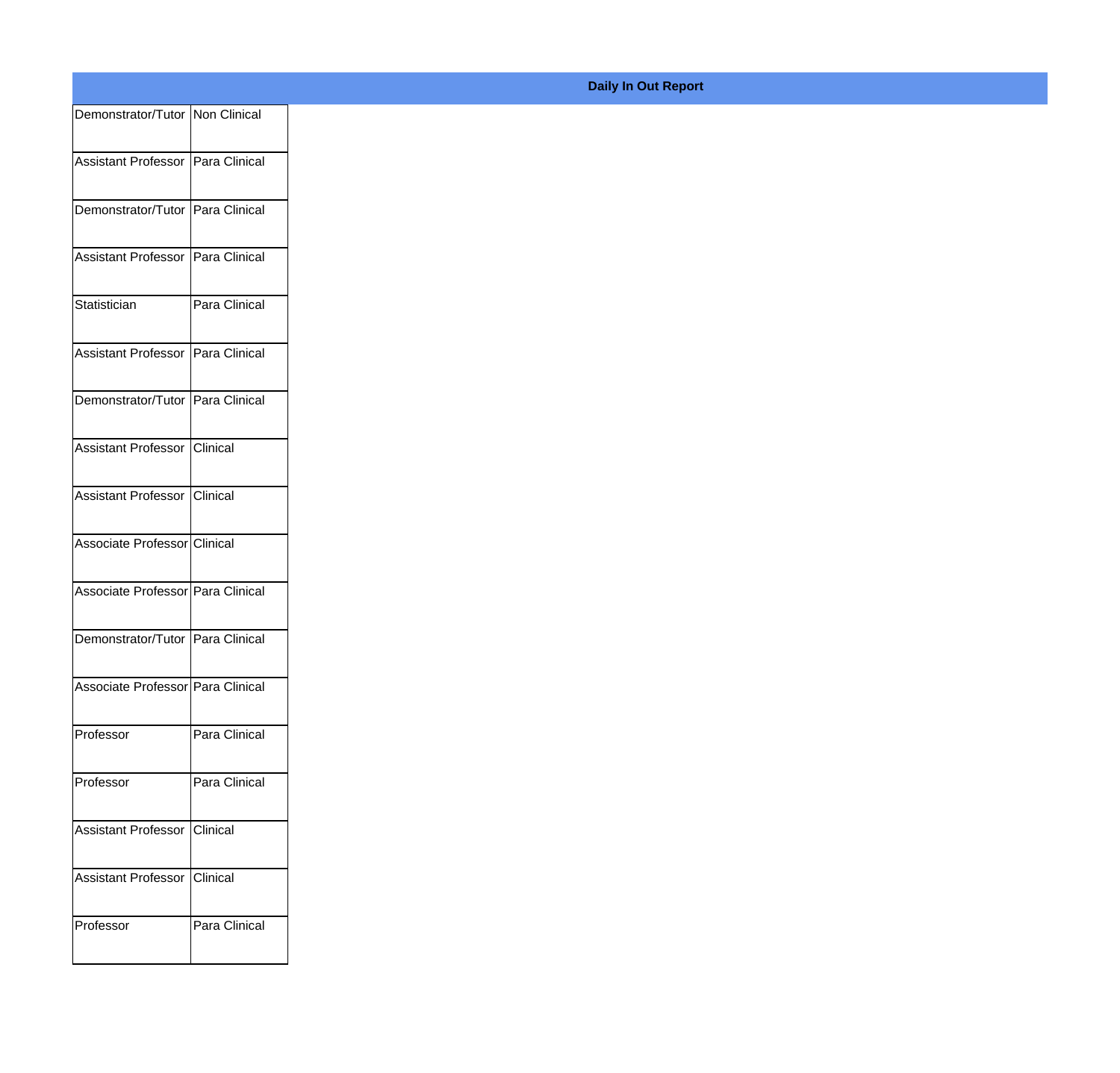**Daily In Out Report**

| | |
|---|---|
| Demonstrator/Tutor | Non Clinical |
| Assistant Professor | Para Clinical |
| Demonstrator/Tutor | Para Clinical |
| Assistant Professor | Para Clinical |
| Statistician | Para Clinical |
| Assistant Professor | Para Clinical |
| Demonstrator/Tutor | Para Clinical |
| Assistant Professor | Clinical |
| Assistant Professor | Clinical |
| Associate Professor | Clinical |
| Associate Professor | Para Clinical |
| Demonstrator/Tutor | Para Clinical |
| Associate Professor | Para Clinical |
| Professor | Para Clinical |
| Professor | Para Clinical |
| Assistant Professor | Clinical |
| Assistant Professor | Clinical |
| Professor | Para Clinical |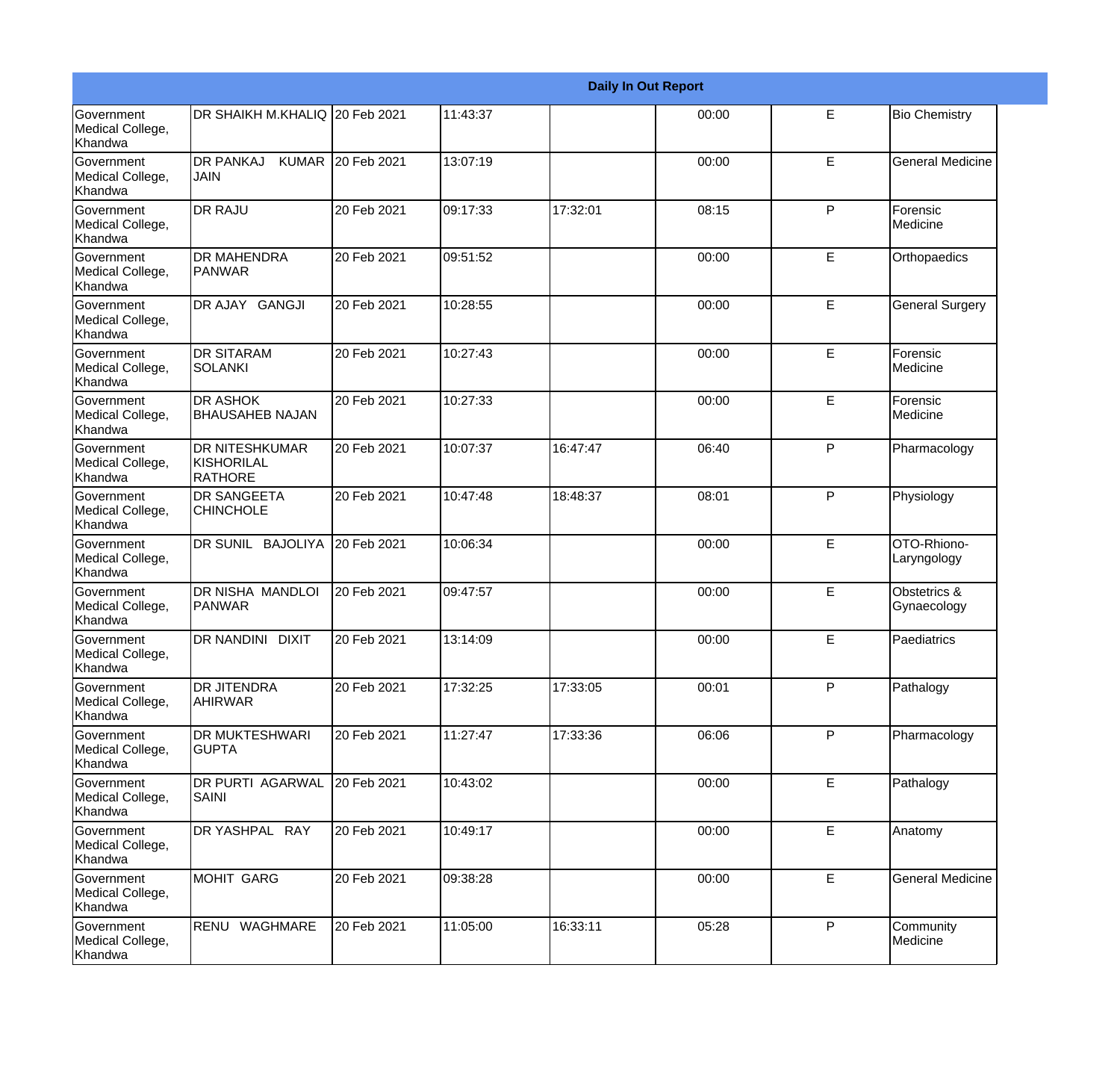| Daily In Out Report | | | | | | | |
|---|---|---|---|---|---|---|---|
| Government Medical College, Khandwa | DR SHAIKH M.KHALIQ | 20 Feb 2021 | 11:43:37 | | 00:00 | E | Bio Chemistry |
| Government Medical College, Khandwa | DR PANKAJ KUMAR JAIN | 20 Feb 2021 | 13:07:19 | | 00:00 | E | General Medicine |
| Government Medical College, Khandwa | DR RAJU | 20 Feb 2021 | 09:17:33 | 17:32:01 | 08:15 | P | Forensic Medicine |
| Government Medical College, Khandwa | DR MAHENDRA PANWAR | 20 Feb 2021 | 09:51:52 | | 00:00 | E | Orthopaedics |
| Government Medical College, Khandwa | DR AJAY GANGJI | 20 Feb 2021 | 10:28:55 | | 00:00 | E | General Surgery |
| Government Medical College, Khandwa | DR SITARAM SOLANKI | 20 Feb 2021 | 10:27:43 | | 00:00 | E | Forensic Medicine |
| Government Medical College, Khandwa | DR ASHOK BHAUSAHEB NAJAN | 20 Feb 2021 | 10:27:33 | | 00:00 | E | Forensic Medicine |
| Government Medical College, Khandwa | DR NITESHKUMAR KISHORILAL RATHORE | 20 Feb 2021 | 10:07:37 | 16:47:47 | 06:40 | P | Pharmacology |
| Government Medical College, Khandwa | DR SANGEETA CHINCHOLE | 20 Feb 2021 | 10:47:48 | 18:48:37 | 08:01 | P | Physiology |
| Government Medical College, Khandwa | DR SUNIL BAJOLIYA | 20 Feb 2021 | 10:06:34 | | 00:00 | E | OTO-Rhiono-Laryngology |
| Government Medical College, Khandwa | DR NISHA MANDLOI PANWAR | 20 Feb 2021 | 09:47:57 | | 00:00 | E | Obstetrics & Gynaecology |
| Government Medical College, Khandwa | DR NANDINI DIXIT | 20 Feb 2021 | 13:14:09 | | 00:00 | E | Paediatrics |
| Government Medical College, Khandwa | DR JITENDRA AHIRWAR | 20 Feb 2021 | 17:32:25 | 17:33:05 | 00:01 | P | Pathalogy |
| Government Medical College, Khandwa | DR MUKTESHWARI GUPTA | 20 Feb 2021 | 11:27:47 | 17:33:36 | 06:06 | P | Pharmacology |
| Government Medical College, Khandwa | DR PURTI AGARWAL SAINI | 20 Feb 2021 | 10:43:02 | | 00:00 | E | Pathalogy |
| Government Medical College, Khandwa | DR YASHPAL RAY | 20 Feb 2021 | 10:49:17 | | 00:00 | E | Anatomy |
| Government Medical College, Khandwa | MOHIT GARG | 20 Feb 2021 | 09:38:28 | | 00:00 | E | General Medicine |
| Government Medical College, Khandwa | RENU WAGHMARE | 20 Feb 2021 | 11:05:00 | 16:33:11 | 05:28 | P | Community Medicine |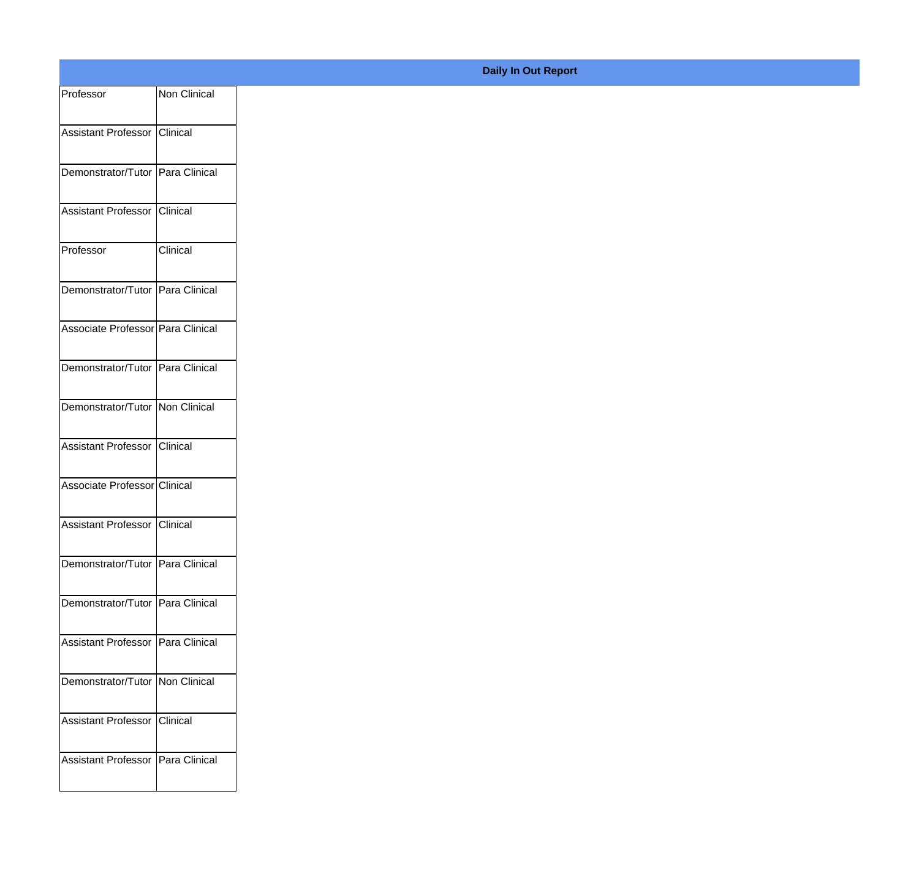**Daily In Out Report**

| | |
|---|---|
| Professor | Non Clinical |
| Assistant Professor | Clinical |
| Demonstrator/Tutor | Para Clinical |
| Assistant Professor | Clinical |
| Professor | Clinical |
| Demonstrator/Tutor | Para Clinical |
| Associate Professor | Para Clinical |
| Demonstrator/Tutor | Para Clinical |
| Demonstrator/Tutor | Non Clinical |
| Assistant Professor | Clinical |
| Associate Professor | Clinical |
| Assistant Professor | Clinical |
| Demonstrator/Tutor | Para Clinical |
| Demonstrator/Tutor | Para Clinical |
| Assistant Professor | Para Clinical |
| Demonstrator/Tutor | Non Clinical |
| Assistant Professor | Clinical |
| Assistant Professor | Para Clinical |